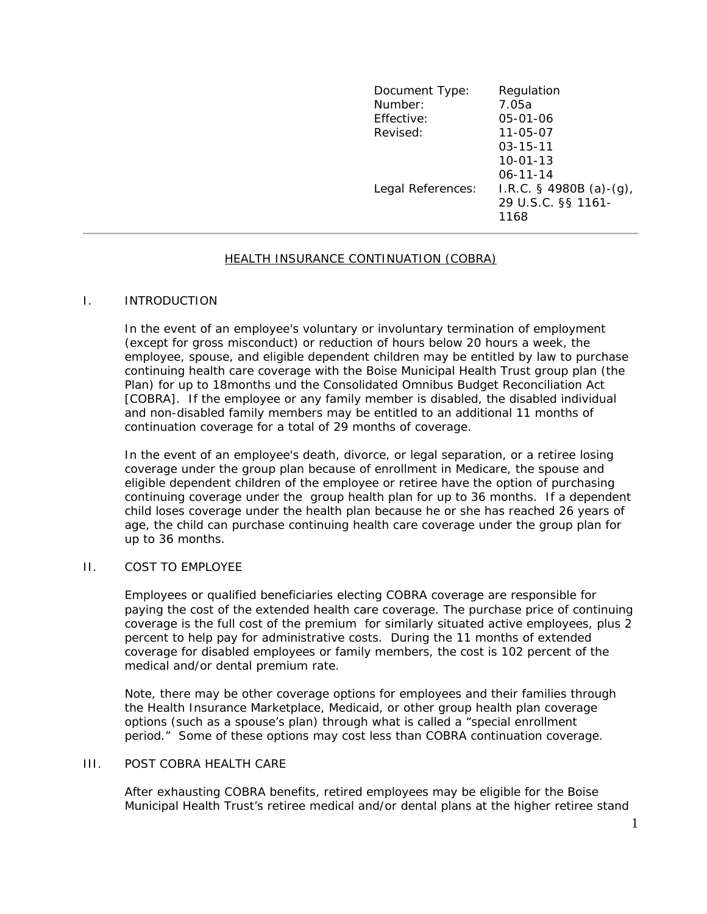| Document Type: | Regulation |
|---|---|
| Number: | 7.05a |
| Effective: | 05-01-06 |
| Revised: | 11-05-07<br>03-15-11<br>10-01-13<br>06-11-14 |
| Legal References: | I.R.C. § 4980B (a)-(g), 29 U.S.C. §§ 1161-1168 |

---

# HEALTH INSURANCE CONTINUATION (COBRA)

## I. INTRODUCTION

In the event of an employee's voluntary or involuntary termination of employment (except for gross misconduct) or reduction of hours below 20 hours a week, the employee, spouse, and eligible dependent children may be entitled by law to purchase continuing health care coverage with the Boise Municipal Health Trust group plan (the Plan) for up to 18months und the Consolidated Omnibus Budget Reconciliation Act [COBRA]. If the employee or any family member is disabled, the disabled individual and non-disabled family members may be entitled to an additional 11 months of continuation coverage for a total of 29 months of coverage.

In the event of an employee's death, divorce, or legal separation, or a retiree losing coverage under the group plan because of enrollment in Medicare, the spouse and eligible dependent children of the employee or retiree have the option of purchasing continuing coverage under the group health plan for up to 36 months. If a dependent child loses coverage under the health plan because he or she has reached 26 years of age, the child can purchase continuing health care coverage under the group plan for up to 36 months.

## II. COST TO EMPLOYEE

Employees or qualified beneficiaries electing COBRA coverage are responsible for paying the cost of the extended health care coverage. The purchase price of continuing coverage is the full cost of the premium for similarly situated active employees, plus 2 percent to help pay for administrative costs. During the 11 months of extended coverage for disabled employees or family members, the cost is 102 percent of the medical and/or dental premium rate.

Note, there may be other coverage options for employees and their families through the Health Insurance Marketplace, Medicaid, or other group health plan coverage options (such as a spouse's plan) through what is called a "special enrollment period." Some of these options may cost less than COBRA continuation coverage.

## III. POST COBRA HEALTH CARE

After exhausting COBRA benefits, retired employees may be eligible for the Boise Municipal Health Trust's retiree medical and/or dental plans at the higher retiree stand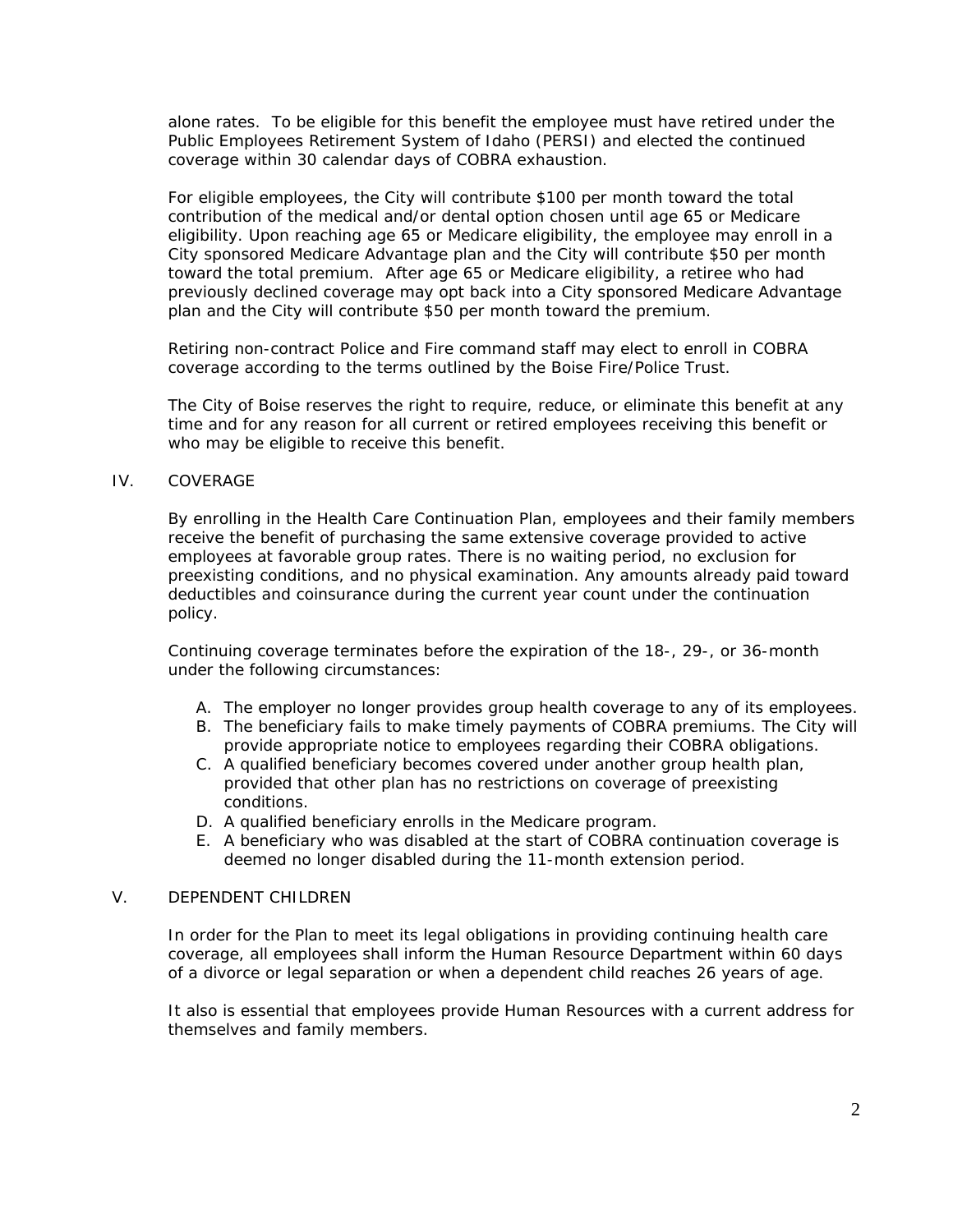alone rates. To be eligible for this benefit the employee must have retired under the Public Employees Retirement System of Idaho (PERSI) and elected the continued coverage within 30 calendar days of COBRA exhaustion.

For eligible employees, the City will contribute $100 per month toward the total contribution of the medical and/or dental option chosen until age 65 or Medicare eligibility. Upon reaching age 65 or Medicare eligibility, the employee may enroll in a City sponsored Medicare Advantage plan and the City will contribute $50 per month toward the total premium. After age 65 or Medicare eligibility, a retiree who had previously declined coverage may opt back into a City sponsored Medicare Advantage plan and the City will contribute $50 per month toward the premium.

Retiring non-contract Police and Fire command staff may elect to enroll in COBRA coverage according to the terms outlined by the Boise Fire/Police Trust.

The City of Boise reserves the right to require, reduce, or eliminate this benefit at any time and for any reason for all current or retired employees receiving this benefit or who may be eligible to receive this benefit.

## IV. COVERAGE

By enrolling in the Health Care Continuation Plan, employees and their family members receive the benefit of purchasing the same extensive coverage provided to active employees at favorable group rates. There is no waiting period, no exclusion for preexisting conditions, and no physical examination. Any amounts already paid toward deductibles and coinsurance during the current year count under the continuation policy.

Continuing coverage terminates before the expiration of the 18-, 29-, or 36-month under the following circumstances:

A. The employer no longer provides group health coverage to any of its employees.
B. The beneficiary fails to make timely payments of COBRA premiums. The City will provide appropriate notice to employees regarding their COBRA obligations.
C. A qualified beneficiary becomes covered under another group health plan, provided that other plan has no restrictions on coverage of preexisting conditions.
D. A qualified beneficiary enrolls in the Medicare program.
E. A beneficiary who was disabled at the start of COBRA continuation coverage is deemed no longer disabled during the 11-month extension period.

## V. DEPENDENT CHILDREN

In order for the Plan to meet its legal obligations in providing continuing health care coverage, all employees shall inform the Human Resource Department within 60 days of a divorce or legal separation or when a dependent child reaches 26 years of age.

It also is essential that employees provide Human Resources with a current address for themselves and family members.